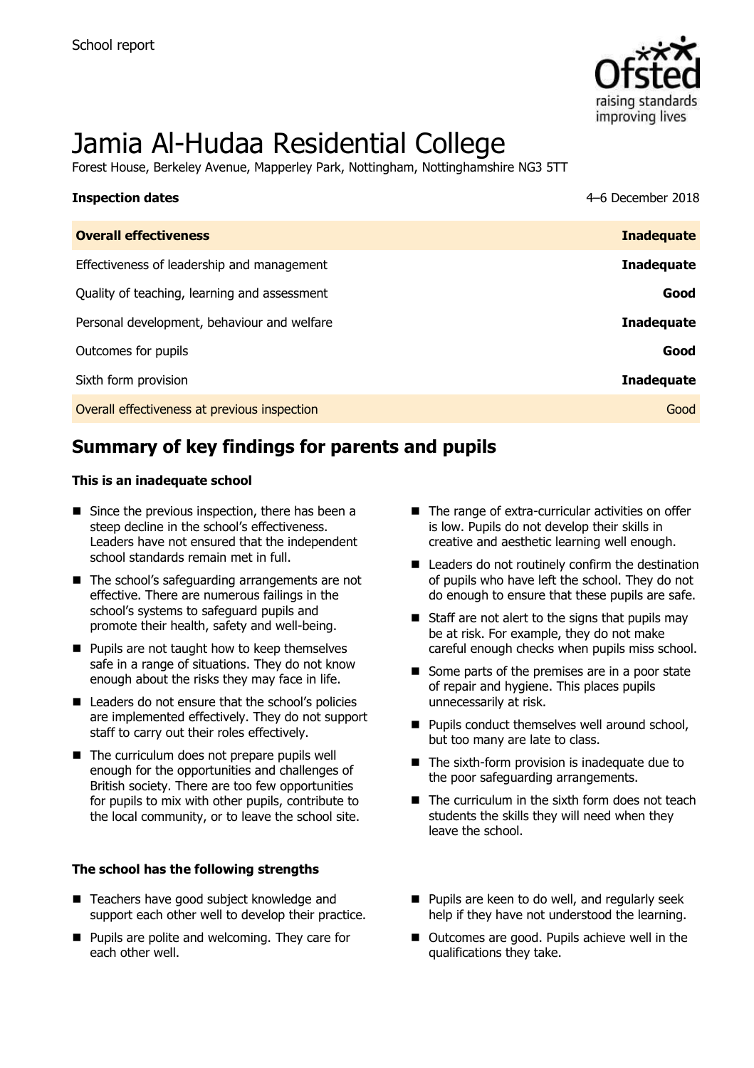School report

# Jamia Al-Hudaa Residential College

Forest House, Berkeley Avenue, Mapperley Park, Nottingham, Nottinghamshire NG3 5TT

| **Inspection dates** | 4–6 December 2018 |
| --- | --- |
| **Overall effectiveness** | **Inadequate** |
| Effectiveness of leadership and management | **Inadequate** |
| Quality of teaching, learning and assessment | **Good** |
| Personal development, behaviour and welfare | **Inadequate** |
| Outcomes for pupils | **Good** |
| Sixth form provision | **Inadequate** |
| Overall effectiveness at previous inspection | Good |

## Summary of key findings for parents and pupils

### This is an inadequate school

- Since the previous inspection, there has been a steep decline in the school's effectiveness. Leaders have not ensured that the independent school standards remain met in full.
- The school's safeguarding arrangements are not effective. There are numerous failings in the school's systems to safeguard pupils and promote their health, safety and well-being.
- Pupils are not taught how to keep themselves safe in a range of situations. They do not know enough about the risks they may face in life.
- Leaders do not ensure that the school's policies are implemented effectively. They do not support staff to carry out their roles effectively.
- The curriculum does not prepare pupils well enough for the opportunities and challenges of British society. There are too few opportunities for pupils to mix with other pupils, contribute to the local community, or to leave the school site.
- The range of extra-curricular activities on offer is low. Pupils do not develop their skills in creative and aesthetic learning well enough.
- Leaders do not routinely confirm the destination of pupils who have left the school. They do not do enough to ensure that these pupils are safe.
- Staff are not alert to the signs that pupils may be at risk. For example, they do not make careful enough checks when pupils miss school.
- Some parts of the premises are in a poor state of repair and hygiene. This places pupils unnecessarily at risk.
- Pupils conduct themselves well around school, but too many are late to class.
- The sixth-form provision is inadequate due to the poor safeguarding arrangements.
- The curriculum in the sixth form does not teach students the skills they will need when they leave the school.

### The school has the following strengths

- Teachers have good subject knowledge and support each other well to develop their practice.
- Pupils are polite and welcoming. They care for each other well.
- Pupils are keen to do well, and regularly seek help if they have not understood the learning.
- Outcomes are good. Pupils achieve well in the qualifications they take.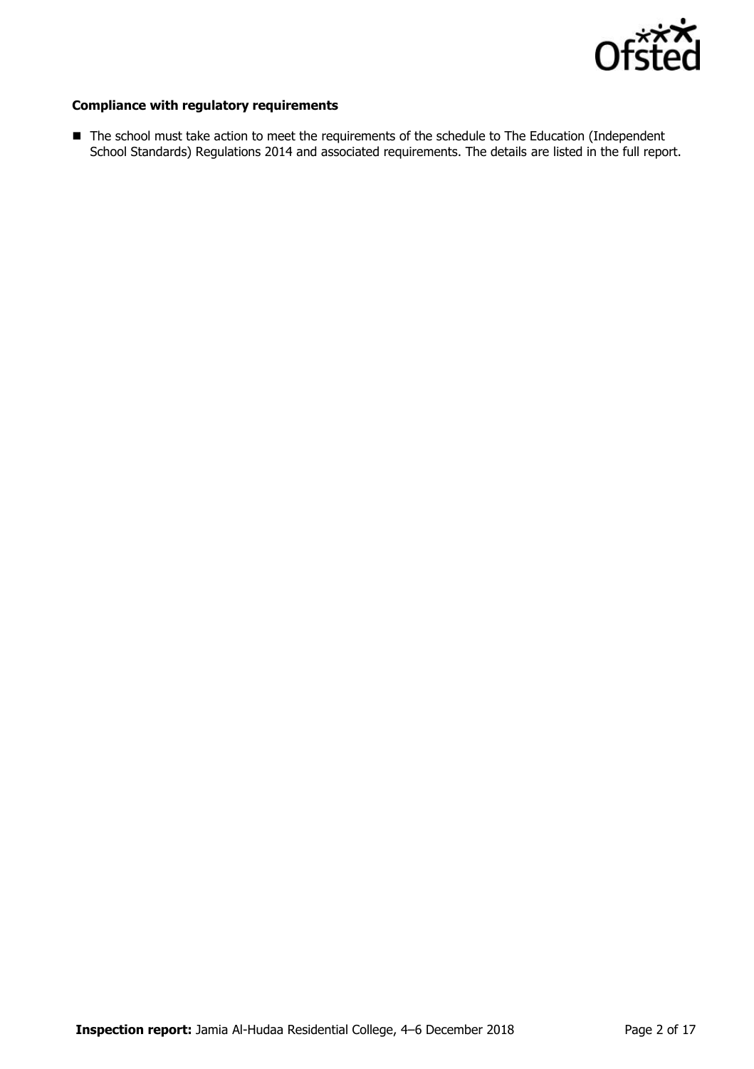### Compliance with regulatory requirements

- The school must take action to meet the requirements of the schedule to The Education (Independent School Standards) Regulations 2014 and associated requirements. The details are listed in the full report.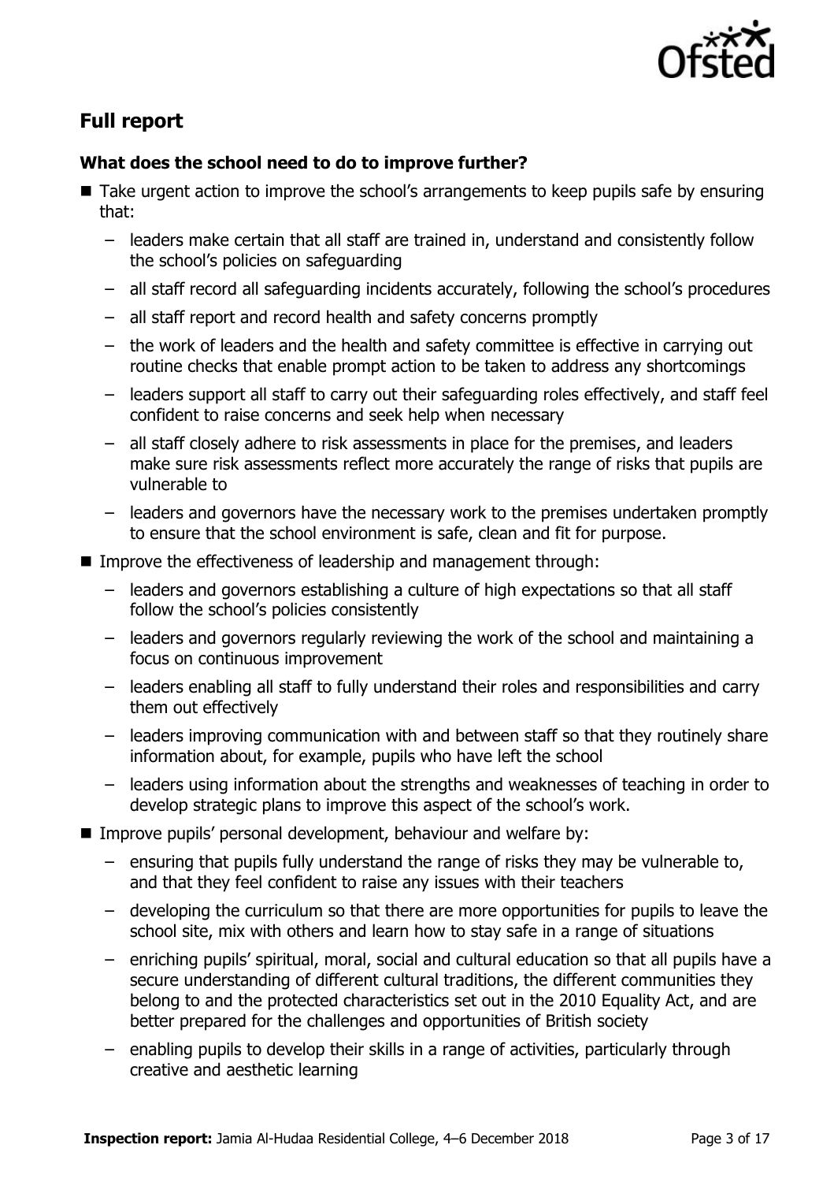## Full report

### What does the school need to do to improve further?

- Take urgent action to improve the school's arrangements to keep pupils safe by ensuring that:
  - leaders make certain that all staff are trained in, understand and consistently follow the school's policies on safeguarding
  - all staff record all safeguarding incidents accurately, following the school's procedures
  - all staff report and record health and safety concerns promptly
  - the work of leaders and the health and safety committee is effective in carrying out routine checks that enable prompt action to be taken to address any shortcomings
  - leaders support all staff to carry out their safeguarding roles effectively, and staff feel confident to raise concerns and seek help when necessary
  - all staff closely adhere to risk assessments in place for the premises, and leaders make sure risk assessments reflect more accurately the range of risks that pupils are vulnerable to
  - leaders and governors have the necessary work to the premises undertaken promptly to ensure that the school environment is safe, clean and fit for purpose.
- Improve the effectiveness of leadership and management through:
  - leaders and governors establishing a culture of high expectations so that all staff follow the school's policies consistently
  - leaders and governors regularly reviewing the work of the school and maintaining a focus on continuous improvement
  - leaders enabling all staff to fully understand their roles and responsibilities and carry them out effectively
  - leaders improving communication with and between staff so that they routinely share information about, for example, pupils who have left the school
  - leaders using information about the strengths and weaknesses of teaching in order to develop strategic plans to improve this aspect of the school's work.
- Improve pupils' personal development, behaviour and welfare by:
  - ensuring that pupils fully understand the range of risks they may be vulnerable to, and that they feel confident to raise any issues with their teachers
  - developing the curriculum so that there are more opportunities for pupils to leave the school site, mix with others and learn how to stay safe in a range of situations
  - enriching pupils' spiritual, moral, social and cultural education so that all pupils have a secure understanding of different cultural traditions, the different communities they belong to and the protected characteristics set out in the 2010 Equality Act, and are better prepared for the challenges and opportunities of British society
  - enabling pupils to develop their skills in a range of activities, particularly through creative and aesthetic learning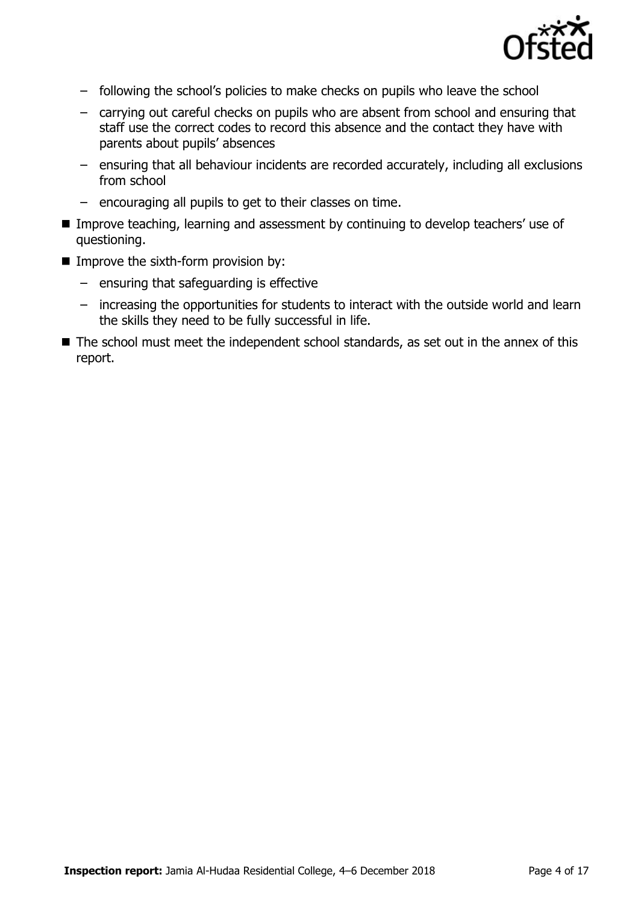- following the school's policies to make checks on pupils who leave the school
  - carrying out careful checks on pupils who are absent from school and ensuring that staff use the correct codes to record this absence and the contact they have with parents about pupils' absences
  - ensuring that all behaviour incidents are recorded accurately, including all exclusions from school
  - encouraging all pupils to get to their classes on time.
- Improve teaching, learning and assessment by continuing to develop teachers' use of questioning.
- Improve the sixth-form provision by:
  - ensuring that safeguarding is effective
  - increasing the opportunities for students to interact with the outside world and learn the skills they need to be fully successful in life.
- The school must meet the independent school standards, as set out in the annex of this report.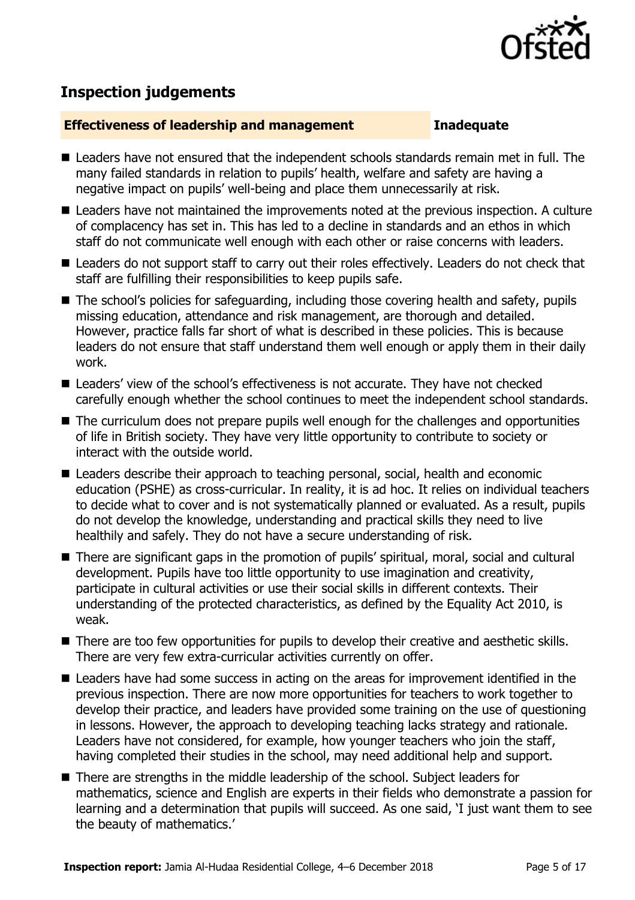## Inspection judgements

| **Effectiveness of leadership and management** | **Inadequate** |
| --- | --- |

- Leaders have not ensured that the independent schools standards remain met in full. The many failed standards in relation to pupils' health, welfare and safety are having a negative impact on pupils' well-being and place them unnecessarily at risk.
- Leaders have not maintained the improvements noted at the previous inspection. A culture of complacency has set in. This has led to a decline in standards and an ethos in which staff do not communicate well enough with each other or raise concerns with leaders.
- Leaders do not support staff to carry out their roles effectively. Leaders do not check that staff are fulfilling their responsibilities to keep pupils safe.
- The school's policies for safeguarding, including those covering health and safety, pupils missing education, attendance and risk management, are thorough and detailed. However, practice falls far short of what is described in these policies. This is because leaders do not ensure that staff understand them well enough or apply them in their daily work.
- Leaders' view of the school's effectiveness is not accurate. They have not checked carefully enough whether the school continues to meet the independent school standards.
- The curriculum does not prepare pupils well enough for the challenges and opportunities of life in British society. They have very little opportunity to contribute to society or interact with the outside world.
- Leaders describe their approach to teaching personal, social, health and economic education (PSHE) as cross-curricular. In reality, it is ad hoc. It relies on individual teachers to decide what to cover and is not systematically planned or evaluated. As a result, pupils do not develop the knowledge, understanding and practical skills they need to live healthily and safely. They do not have a secure understanding of risk.
- There are significant gaps in the promotion of pupils' spiritual, moral, social and cultural development. Pupils have too little opportunity to use imagination and creativity, participate in cultural activities or use their social skills in different contexts. Their understanding of the protected characteristics, as defined by the Equality Act 2010, is weak.
- There are too few opportunities for pupils to develop their creative and aesthetic skills. There are very few extra-curricular activities currently on offer.
- Leaders have had some success in acting on the areas for improvement identified in the previous inspection. There are now more opportunities for teachers to work together to develop their practice, and leaders have provided some training on the use of questioning in lessons. However, the approach to developing teaching lacks strategy and rationale. Leaders have not considered, for example, how younger teachers who join the staff, having completed their studies in the school, may need additional help and support.
- There are strengths in the middle leadership of the school. Subject leaders for mathematics, science and English are experts in their fields who demonstrate a passion for learning and a determination that pupils will succeed. As one said, 'I just want them to see the beauty of mathematics.'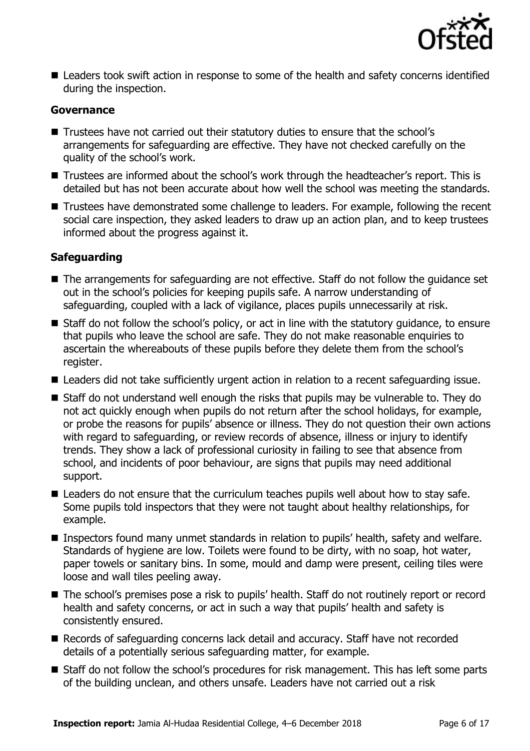- Leaders took swift action in response to some of the health and safety concerns identified during the inspection.

### Governance

- Trustees have not carried out their statutory duties to ensure that the school's arrangements for safeguarding are effective. They have not checked carefully on the quality of the school's work.
- Trustees are informed about the school's work through the headteacher's report. This is detailed but has not been accurate about how well the school was meeting the standards.
- Trustees have demonstrated some challenge to leaders. For example, following the recent social care inspection, they asked leaders to draw up an action plan, and to keep trustees informed about the progress against it.

### Safeguarding

- The arrangements for safeguarding are not effective. Staff do not follow the guidance set out in the school's policies for keeping pupils safe. A narrow understanding of safeguarding, coupled with a lack of vigilance, places pupils unnecessarily at risk.
- Staff do not follow the school's policy, or act in line with the statutory guidance, to ensure that pupils who leave the school are safe. They do not make reasonable enquiries to ascertain the whereabouts of these pupils before they delete them from the school's register.
- Leaders did not take sufficiently urgent action in relation to a recent safeguarding issue.
- Staff do not understand well enough the risks that pupils may be vulnerable to. They do not act quickly enough when pupils do not return after the school holidays, for example, or probe the reasons for pupils' absence or illness. They do not question their own actions with regard to safeguarding, or review records of absence, illness or injury to identify trends. They show a lack of professional curiosity in failing to see that absence from school, and incidents of poor behaviour, are signs that pupils may need additional support.
- Leaders do not ensure that the curriculum teaches pupils well about how to stay safe. Some pupils told inspectors that they were not taught about healthy relationships, for example.
- Inspectors found many unmet standards in relation to pupils' health, safety and welfare. Standards of hygiene are low. Toilets were found to be dirty, with no soap, hot water, paper towels or sanitary bins. In some, mould and damp were present, ceiling tiles were loose and wall tiles peeling away.
- The school's premises pose a risk to pupils' health. Staff do not routinely report or record health and safety concerns, or act in such a way that pupils' health and safety is consistently ensured.
- Records of safeguarding concerns lack detail and accuracy. Staff have not recorded details of a potentially serious safeguarding matter, for example.
- Staff do not follow the school's procedures for risk management. This has left some parts of the building unclean, and others unsafe. Leaders have not carried out a risk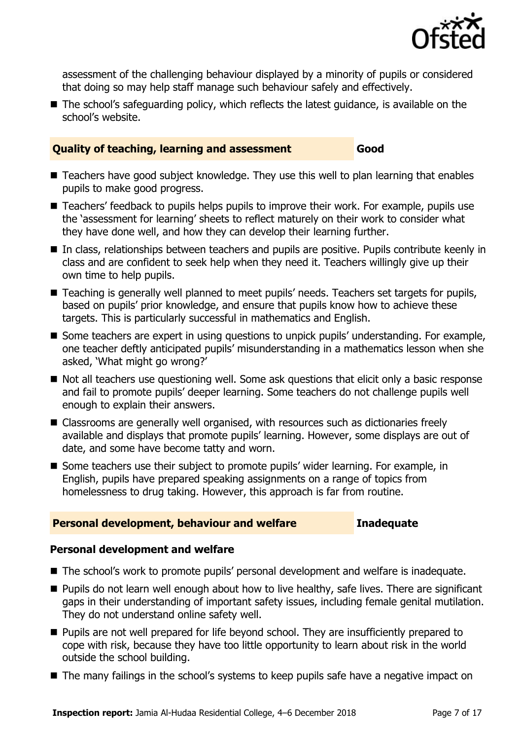assessment of the challenging behaviour displayed by a minority of pupils or considered that doing so may help staff manage such behaviour safely and effectively.

- The school's safeguarding policy, which reflects the latest guidance, is available on the school's website.

| **Quality of teaching, learning and assessment** | **Good** |
| --- | --- |

- Teachers have good subject knowledge. They use this well to plan learning that enables pupils to make good progress.
- Teachers' feedback to pupils helps pupils to improve their work. For example, pupils use the 'assessment for learning' sheets to reflect maturely on their work to consider what they have done well, and how they can develop their learning further.
- In class, relationships between teachers and pupils are positive. Pupils contribute keenly in class and are confident to seek help when they need it. Teachers willingly give up their own time to help pupils.
- Teaching is generally well planned to meet pupils' needs. Teachers set targets for pupils, based on pupils' prior knowledge, and ensure that pupils know how to achieve these targets. This is particularly successful in mathematics and English.
- Some teachers are expert in using questions to unpick pupils' understanding. For example, one teacher deftly anticipated pupils' misunderstanding in a mathematics lesson when she asked, 'What might go wrong?'
- Not all teachers use questioning well. Some ask questions that elicit only a basic response and fail to promote pupils' deeper learning. Some teachers do not challenge pupils well enough to explain their answers.
- Classrooms are generally well organised, with resources such as dictionaries freely available and displays that promote pupils' learning. However, some displays are out of date, and some have become tatty and worn.
- Some teachers use their subject to promote pupils' wider learning. For example, in English, pupils have prepared speaking assignments on a range of topics from homelessness to drug taking. However, this approach is far from routine.

| **Personal development, behaviour and welfare** | **Inadequate** |
| --- | --- |

### Personal development and welfare

- The school's work to promote pupils' personal development and welfare is inadequate.
- Pupils do not learn well enough about how to live healthy, safe lives. There are significant gaps in their understanding of important safety issues, including female genital mutilation. They do not understand online safety well.
- Pupils are not well prepared for life beyond school. They are insufficiently prepared to cope with risk, because they have too little opportunity to learn about risk in the world outside the school building.
- The many failings in the school's systems to keep pupils safe have a negative impact on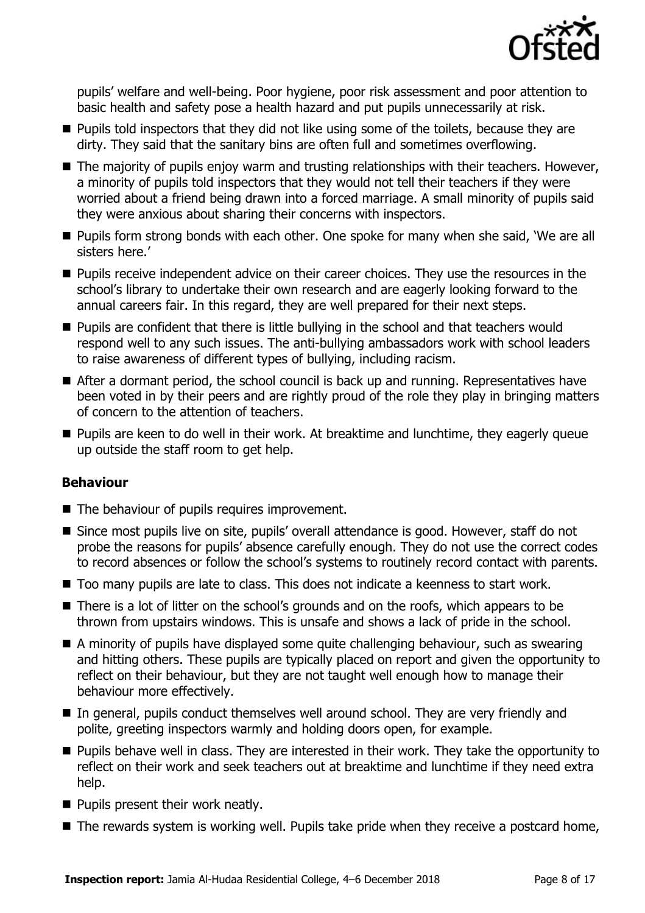pupils' welfare and well-being. Poor hygiene, poor risk assessment and poor attention to basic health and safety pose a health hazard and put pupils unnecessarily at risk.

- Pupils told inspectors that they did not like using some of the toilets, because they are dirty. They said that the sanitary bins are often full and sometimes overflowing.
- The majority of pupils enjoy warm and trusting relationships with their teachers. However, a minority of pupils told inspectors that they would not tell their teachers if they were worried about a friend being drawn into a forced marriage. A small minority of pupils said they were anxious about sharing their concerns with inspectors.
- Pupils form strong bonds with each other. One spoke for many when she said, 'We are all sisters here.'
- Pupils receive independent advice on their career choices. They use the resources in the school's library to undertake their own research and are eagerly looking forward to the annual careers fair. In this regard, they are well prepared for their next steps.
- Pupils are confident that there is little bullying in the school and that teachers would respond well to any such issues. The anti-bullying ambassadors work with school leaders to raise awareness of different types of bullying, including racism.
- After a dormant period, the school council is back up and running. Representatives have been voted in by their peers and are rightly proud of the role they play in bringing matters of concern to the attention of teachers.
- Pupils are keen to do well in their work. At breaktime and lunchtime, they eagerly queue up outside the staff room to get help.

### Behaviour

- The behaviour of pupils requires improvement.
- Since most pupils live on site, pupils' overall attendance is good. However, staff do not probe the reasons for pupils' absence carefully enough. They do not use the correct codes to record absences or follow the school's systems to routinely record contact with parents.
- Too many pupils are late to class. This does not indicate a keenness to start work.
- There is a lot of litter on the school's grounds and on the roofs, which appears to be thrown from upstairs windows. This is unsafe and shows a lack of pride in the school.
- A minority of pupils have displayed some quite challenging behaviour, such as swearing and hitting others. These pupils are typically placed on report and given the opportunity to reflect on their behaviour, but they are not taught well enough how to manage their behaviour more effectively.
- In general, pupils conduct themselves well around school. They are very friendly and polite, greeting inspectors warmly and holding doors open, for example.
- Pupils behave well in class. They are interested in their work. They take the opportunity to reflect on their work and seek teachers out at breaktime and lunchtime if they need extra help.
- Pupils present their work neatly.
- The rewards system is working well. Pupils take pride when they receive a postcard home,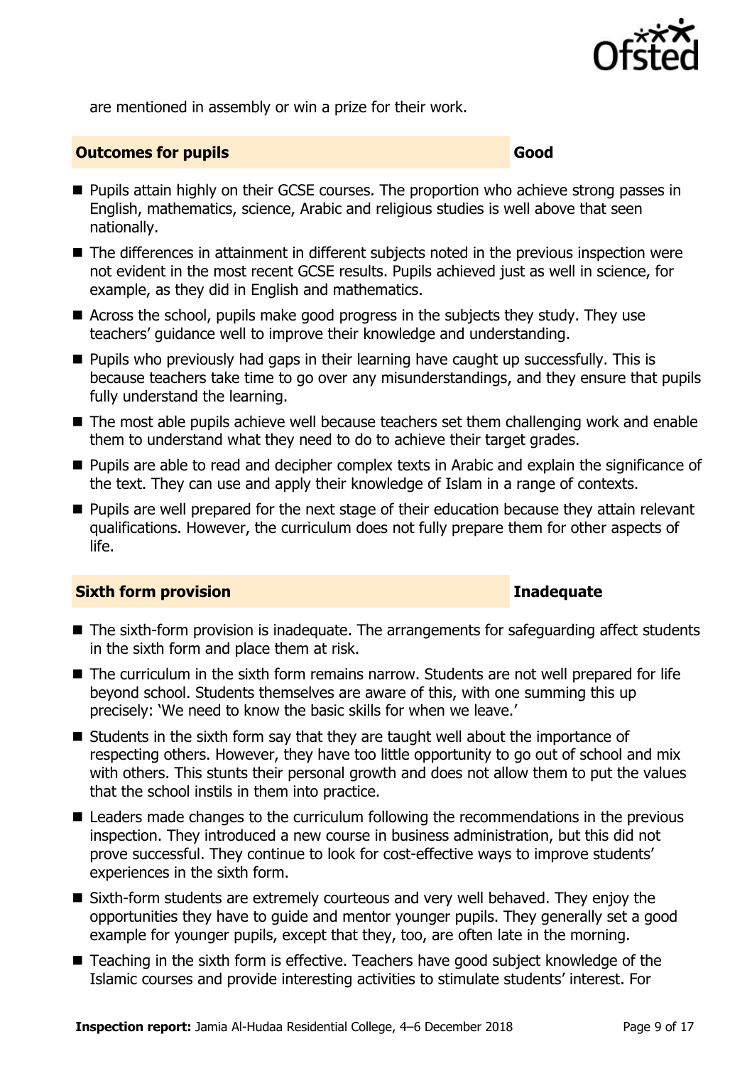are mentioned in assembly or win a prize for their work.

## Outcomes for pupils — Good

- Pupils attain highly on their GCSE courses. The proportion who achieve strong passes in English, mathematics, science, Arabic and religious studies is well above that seen nationally.
- The differences in attainment in different subjects noted in the previous inspection were not evident in the most recent GCSE results. Pupils achieved just as well in science, for example, as they did in English and mathematics.
- Across the school, pupils make good progress in the subjects they study. They use teachers' guidance well to improve their knowledge and understanding.
- Pupils who previously had gaps in their learning have caught up successfully. This is because teachers take time to go over any misunderstandings, and they ensure that pupils fully understand the learning.
- The most able pupils achieve well because teachers set them challenging work and enable them to understand what they need to do to achieve their target grades.
- Pupils are able to read and decipher complex texts in Arabic and explain the significance of the text. They can use and apply their knowledge of Islam in a range of contexts.
- Pupils are well prepared for the next stage of their education because they attain relevant qualifications. However, the curriculum does not fully prepare them for other aspects of life.

## Sixth form provision — Inadequate

- The sixth-form provision is inadequate. The arrangements for safeguarding affect students in the sixth form and place them at risk.
- The curriculum in the sixth form remains narrow. Students are not well prepared for life beyond school. Students themselves are aware of this, with one summing this up precisely: 'We need to know the basic skills for when we leave.'
- Students in the sixth form say that they are taught well about the importance of respecting others. However, they have too little opportunity to go out of school and mix with others. This stunts their personal growth and does not allow them to put the values that the school instils in them into practice.
- Leaders made changes to the curriculum following the recommendations in the previous inspection. They introduced a new course in business administration, but this did not prove successful. They continue to look for cost-effective ways to improve students' experiences in the sixth form.
- Sixth-form students are extremely courteous and very well behaved. They enjoy the opportunities they have to guide and mentor younger pupils. They generally set a good example for younger pupils, except that they, too, are often late in the morning.
- Teaching in the sixth form is effective. Teachers have good subject knowledge of the Islamic courses and provide interesting activities to stimulate students' interest. For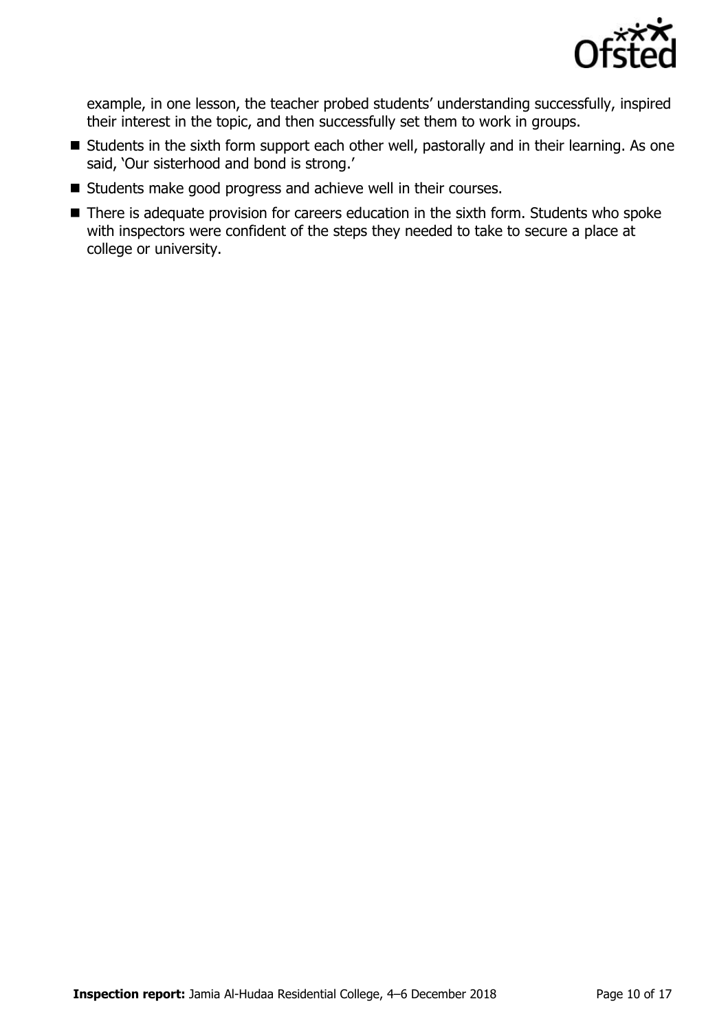example, in one lesson, the teacher probed students' understanding successfully, inspired their interest in the topic, and then successfully set them to work in groups.

- Students in the sixth form support each other well, pastorally and in their learning. As one said, 'Our sisterhood and bond is strong.'
- Students make good progress and achieve well in their courses.
- There is adequate provision for careers education in the sixth form. Students who spoke with inspectors were confident of the steps they needed to take to secure a place at college or university.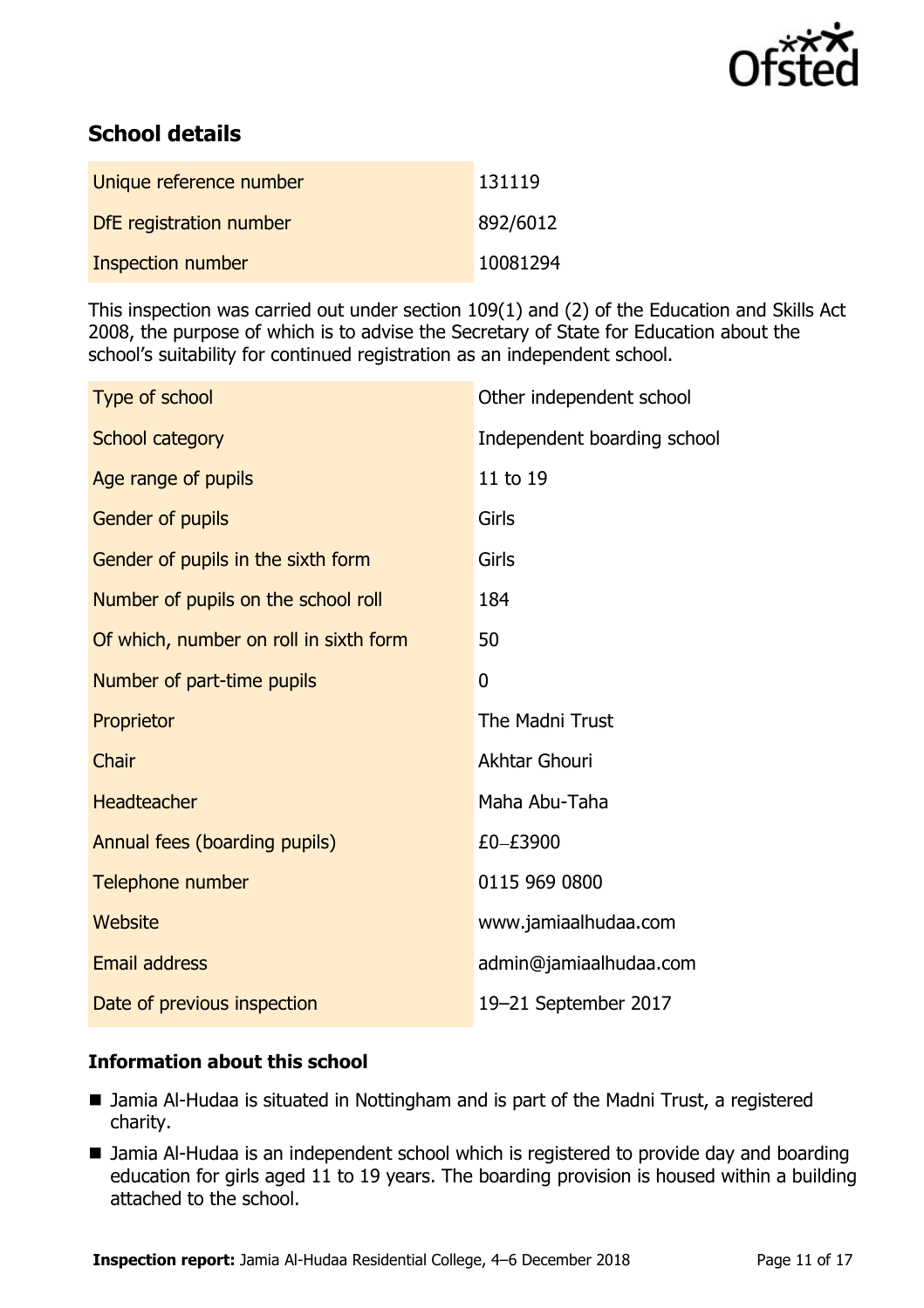## School details

| | |
|---|---|
| Unique reference number | 131119 |
| DfE registration number | 892/6012 |
| Inspection number | 10081294 |

This inspection was carried out under section 109(1) and (2) of the Education and Skills Act 2008, the purpose of which is to advise the Secretary of State for Education about the school's suitability for continued registration as an independent school.

| | |
|---|---|
| Type of school | Other independent school |
| School category | Independent boarding school |
| Age range of pupils | 11 to 19 |
| Gender of pupils | Girls |
| Gender of pupils in the sixth form | Girls |
| Number of pupils on the school roll | 184 |
| Of which, number on roll in sixth form | 50 |
| Number of part-time pupils | 0 |
| Proprietor | The Madni Trust |
| Chair | Akhtar Ghouri |
| Headteacher | Maha Abu-Taha |
| Annual fees (boarding pupils) | £0–£3900 |
| Telephone number | 0115 969 0800 |
| Website | www.jamiaalhudaa.com |
| Email address | admin@jamiaalhudaa.com |
| Date of previous inspection | 19–21 September 2017 |

### Information about this school

- Jamia Al-Hudaa is situated in Nottingham and is part of the Madni Trust, a registered charity.
- Jamia Al-Hudaa is an independent school which is registered to provide day and boarding education for girls aged 11 to 19 years. The boarding provision is housed within a building attached to the school.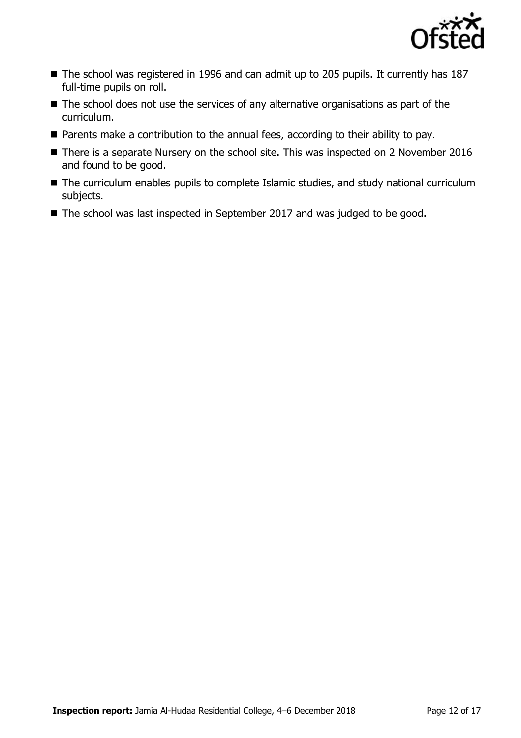- The school was registered in 1996 and can admit up to 205 pupils. It currently has 187 full-time pupils on roll.
- The school does not use the services of any alternative organisations as part of the curriculum.
- Parents make a contribution to the annual fees, according to their ability to pay.
- There is a separate Nursery on the school site. This was inspected on 2 November 2016 and found to be good.
- The curriculum enables pupils to complete Islamic studies, and study national curriculum subjects.
- The school was last inspected in September 2017 and was judged to be good.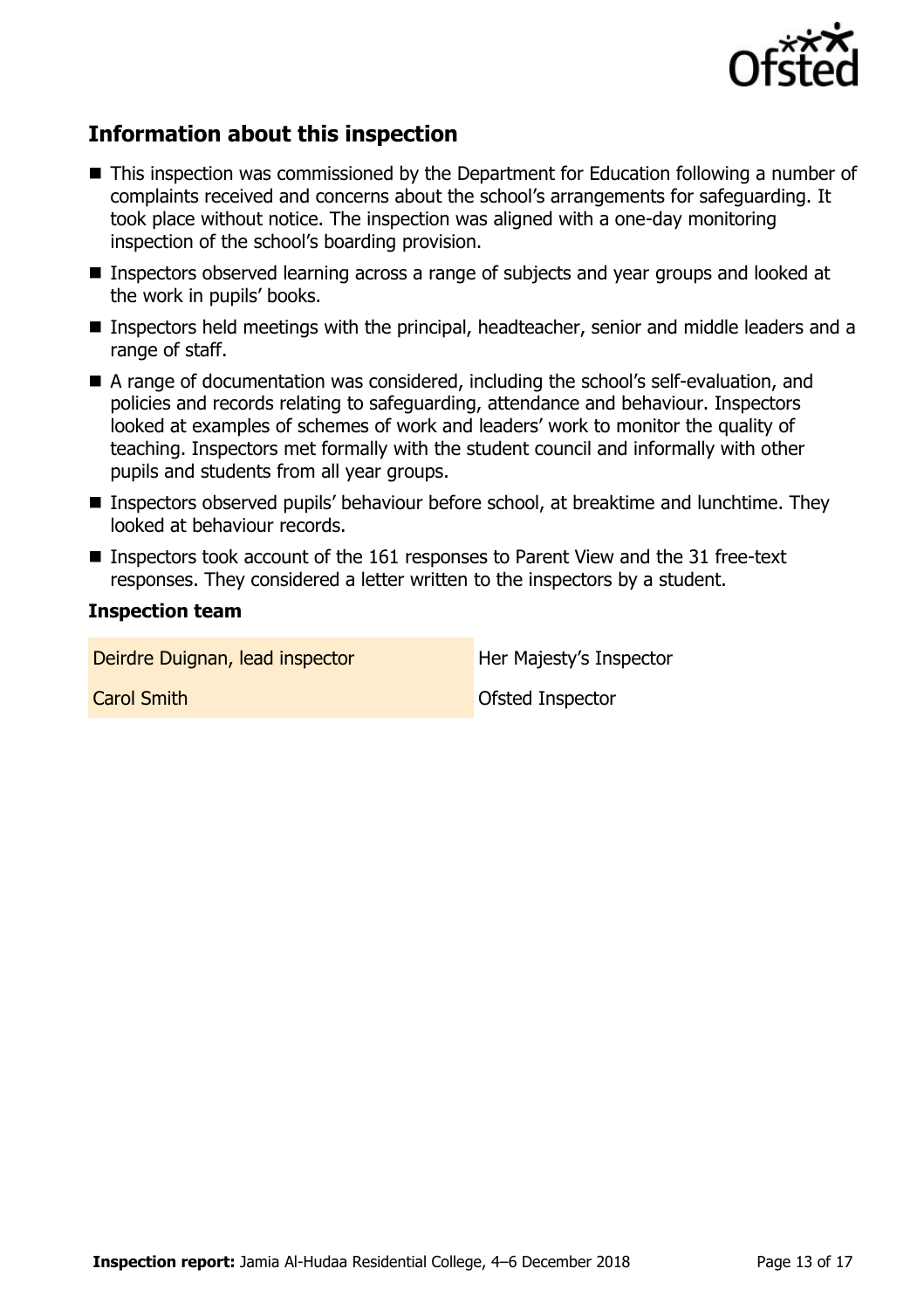## Information about this inspection

- This inspection was commissioned by the Department for Education following a number of complaints received and concerns about the school's arrangements for safeguarding. It took place without notice. The inspection was aligned with a one-day monitoring inspection of the school's boarding provision.
- Inspectors observed learning across a range of subjects and year groups and looked at the work in pupils' books.
- Inspectors held meetings with the principal, headteacher, senior and middle leaders and a range of staff.
- A range of documentation was considered, including the school's self-evaluation, and policies and records relating to safeguarding, attendance and behaviour. Inspectors looked at examples of schemes of work and leaders' work to monitor the quality of teaching. Inspectors met formally with the student council and informally with other pupils and students from all year groups.
- Inspectors observed pupils' behaviour before school, at breaktime and lunchtime. They looked at behaviour records.
- Inspectors took account of the 161 responses to Parent View and the 31 free-text responses. They considered a letter written to the inspectors by a student.

### Inspection team

| | |
|---|---|
| Deirdre Duignan, lead inspector | Her Majesty's Inspector |
| Carol Smith | Ofsted Inspector |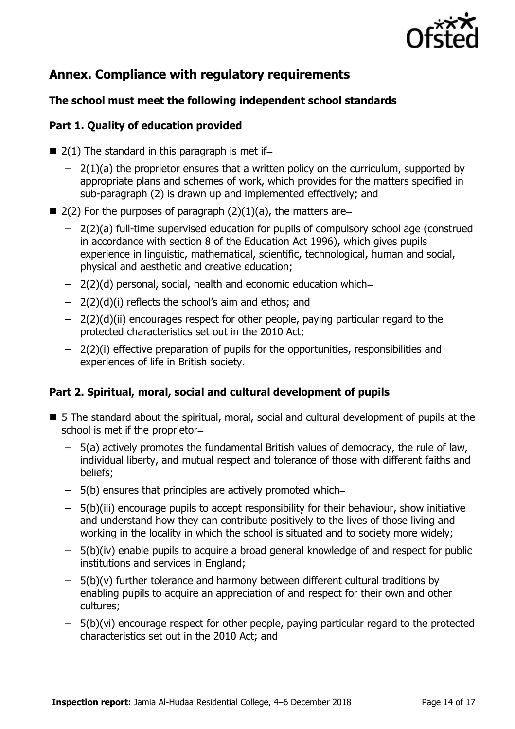## Annex. Compliance with regulatory requirements

### The school must meet the following independent school standards

### Part 1. Quality of education provided

- 2(1) The standard in this paragraph is met if–
  - 2(1)(a) the proprietor ensures that a written policy on the curriculum, supported by appropriate plans and schemes of work, which provides for the matters specified in sub-paragraph (2) is drawn up and implemented effectively; and
- 2(2) For the purposes of paragraph (2)(1)(a), the matters are–
  - 2(2)(a) full-time supervised education for pupils of compulsory school age (construed in accordance with section 8 of the Education Act 1996), which gives pupils experience in linguistic, mathematical, scientific, technological, human and social, physical and aesthetic and creative education;
  - 2(2)(d) personal, social, health and economic education which–
  - 2(2)(d)(i) reflects the school's aim and ethos; and
  - 2(2)(d)(ii) encourages respect for other people, paying particular regard to the protected characteristics set out in the 2010 Act;
  - 2(2)(i) effective preparation of pupils for the opportunities, responsibilities and experiences of life in British society.

### Part 2. Spiritual, moral, social and cultural development of pupils

- 5 The standard about the spiritual, moral, social and cultural development of pupils at the school is met if the proprietor–
  - 5(a) actively promotes the fundamental British values of democracy, the rule of law, individual liberty, and mutual respect and tolerance of those with different faiths and beliefs;
  - 5(b) ensures that principles are actively promoted which–
  - 5(b)(iii) encourage pupils to accept responsibility for their behaviour, show initiative and understand how they can contribute positively to the lives of those living and working in the locality in which the school is situated and to society more widely;
  - 5(b)(iv) enable pupils to acquire a broad general knowledge of and respect for public institutions and services in England;
  - 5(b)(v) further tolerance and harmony between different cultural traditions by enabling pupils to acquire an appreciation of and respect for their own and other cultures;
  - 5(b)(vi) encourage respect for other people, paying particular regard to the protected characteristics set out in the 2010 Act; and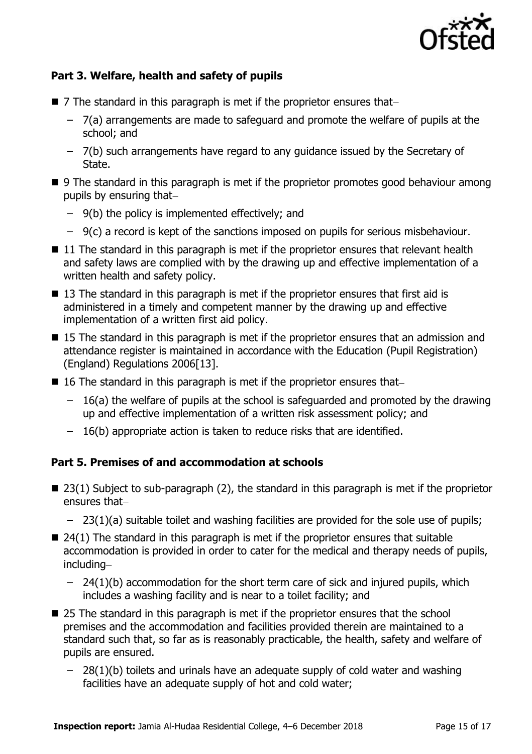### Part 3. Welfare, health and safety of pupils

- 7 The standard in this paragraph is met if the proprietor ensures that–
  - 7(a) arrangements are made to safeguard and promote the welfare of pupils at the school; and
  - 7(b) such arrangements have regard to any guidance issued by the Secretary of State.
- 9 The standard in this paragraph is met if the proprietor promotes good behaviour among pupils by ensuring that–
  - 9(b) the policy is implemented effectively; and
  - 9(c) a record is kept of the sanctions imposed on pupils for serious misbehaviour.
- 11 The standard in this paragraph is met if the proprietor ensures that relevant health and safety laws are complied with by the drawing up and effective implementation of a written health and safety policy.
- 13 The standard in this paragraph is met if the proprietor ensures that first aid is administered in a timely and competent manner by the drawing up and effective implementation of a written first aid policy.
- 15 The standard in this paragraph is met if the proprietor ensures that an admission and attendance register is maintained in accordance with the Education (Pupil Registration) (England) Regulations 2006[13].
- 16 The standard in this paragraph is met if the proprietor ensures that–
  - 16(a) the welfare of pupils at the school is safeguarded and promoted by the drawing up and effective implementation of a written risk assessment policy; and
  - 16(b) appropriate action is taken to reduce risks that are identified.

### Part 5. Premises of and accommodation at schools

- 23(1) Subject to sub-paragraph (2), the standard in this paragraph is met if the proprietor ensures that–
  - 23(1)(a) suitable toilet and washing facilities are provided for the sole use of pupils;
- 24(1) The standard in this paragraph is met if the proprietor ensures that suitable accommodation is provided in order to cater for the medical and therapy needs of pupils, including–
  - 24(1)(b) accommodation for the short term care of sick and injured pupils, which includes a washing facility and is near to a toilet facility; and
- 25 The standard in this paragraph is met if the proprietor ensures that the school premises and the accommodation and facilities provided therein are maintained to a standard such that, so far as is reasonably practicable, the health, safety and welfare of pupils are ensured.
  - 28(1)(b) toilets and urinals have an adequate supply of cold water and washing facilities have an adequate supply of hot and cold water;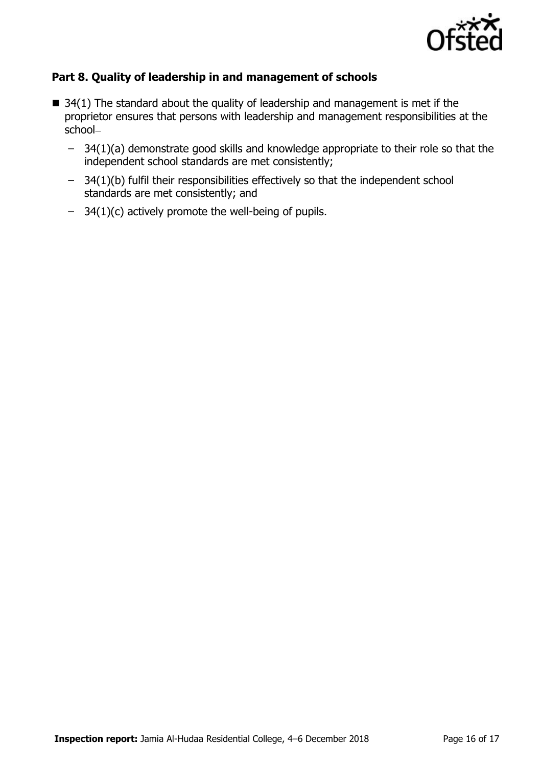### Part 8. Quality of leadership in and management of schools

- 34(1) The standard about the quality of leadership and management is met if the proprietor ensures that persons with leadership and management responsibilities at the school–
  - 34(1)(a) demonstrate good skills and knowledge appropriate to their role so that the independent school standards are met consistently;
  - 34(1)(b) fulfil their responsibilities effectively so that the independent school standards are met consistently; and
  - 34(1)(c) actively promote the well-being of pupils.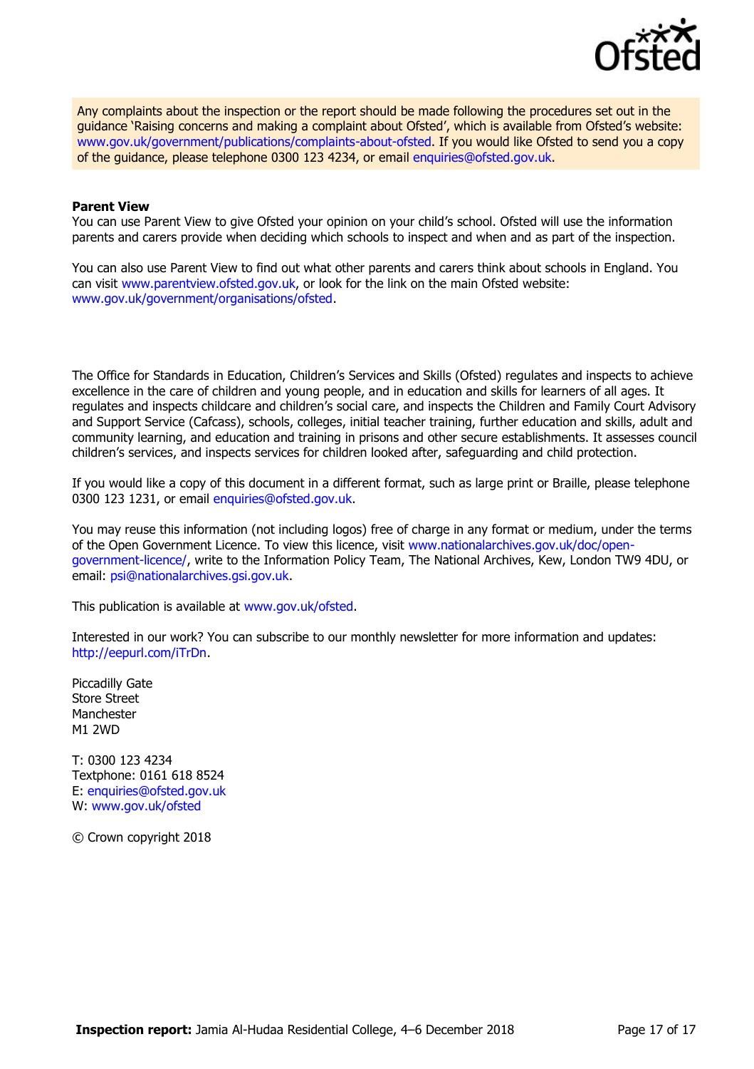Any complaints about the inspection or the report should be made following the procedures set out in the guidance 'Raising concerns and making a complaint about Ofsted', which is available from Ofsted's website: www.gov.uk/government/publications/complaints-about-ofsted. If you would like Ofsted to send you a copy of the guidance, please telephone 0300 123 4234, or email enquiries@ofsted.gov.uk.

**Parent View**

You can use Parent View to give Ofsted your opinion on your child's school. Ofsted will use the information parents and carers provide when deciding which schools to inspect and when and as part of the inspection.

You can also use Parent View to find out what other parents and carers think about schools in England. You can visit www.parentview.ofsted.gov.uk, or look for the link on the main Ofsted website: www.gov.uk/government/organisations/ofsted.

The Office for Standards in Education, Children's Services and Skills (Ofsted) regulates and inspects to achieve excellence in the care of children and young people, and in education and skills for learners of all ages. It regulates and inspects childcare and children's social care, and inspects the Children and Family Court Advisory and Support Service (Cafcass), schools, colleges, initial teacher training, further education and skills, adult and community learning, and education and training in prisons and other secure establishments. It assesses council children's services, and inspects services for children looked after, safeguarding and child protection.

If you would like a copy of this document in a different format, such as large print or Braille, please telephone 0300 123 1231, or email enquiries@ofsted.gov.uk.

You may reuse this information (not including logos) free of charge in any format or medium, under the terms of the Open Government Licence. To view this licence, visit www.nationalarchives.gov.uk/doc/open-government-licence/, write to the Information Policy Team, The National Archives, Kew, London TW9 4DU, or email: psi@nationalarchives.gsi.gov.uk.

This publication is available at www.gov.uk/ofsted.

Interested in our work? You can subscribe to our monthly newsletter for more information and updates: http://eepurl.com/iTrDn.

Piccadilly Gate
Store Street
Manchester
M1 2WD

T: 0300 123 4234
Textphone: 0161 618 8524
E: enquiries@ofsted.gov.uk
W: www.gov.uk/ofsted

© Crown copyright 2018